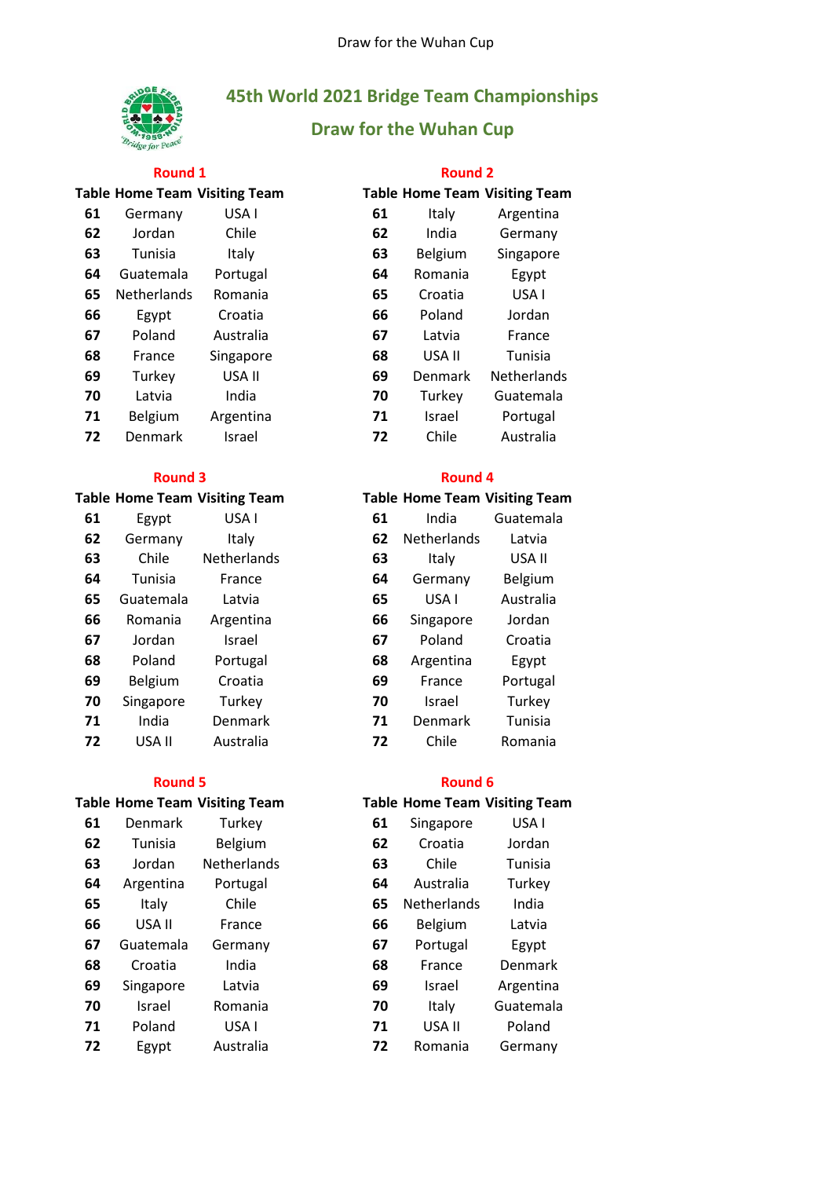# 45th World 2021 Bridge Team Championships

## Draw for the Wuhan Cup

### Round 1

| Table | Home Team | Visiting Team |
|---|---|---|
| 61 | Germany | USA I |
| 62 | Jordan | Chile |
| 63 | Tunisia | Italy |
| 64 | Guatemala | Portugal |
| 65 | Netherlands | Romania |
| 66 | Egypt | Croatia |
| 67 | Poland | Australia |
| 68 | France | Singapore |
| 69 | Turkey | USA II |
| 70 | Latvia | India |
| 71 | Belgium | Argentina |
| 72 | Denmark | Israel |

### Round 2

| Table | Home Team | Visiting Team |
|---|---|---|
| 61 | Italy | Argentina |
| 62 | India | Germany |
| 63 | Belgium | Singapore |
| 64 | Romania | Egypt |
| 65 | Croatia | USA I |
| 66 | Poland | Jordan |
| 67 | Latvia | France |
| 68 | USA II | Tunisia |
| 69 | Denmark | Netherlands |
| 70 | Turkey | Guatemala |
| 71 | Israel | Portugal |
| 72 | Chile | Australia |

### Round 3

| Table | Home Team | Visiting Team |
|---|---|---|
| 61 | Egypt | USA I |
| 62 | Germany | Italy |
| 63 | Chile | Netherlands |
| 64 | Tunisia | France |
| 65 | Guatemala | Latvia |
| 66 | Romania | Argentina |
| 67 | Jordan | Israel |
| 68 | Poland | Portugal |
| 69 | Belgium | Croatia |
| 70 | Singapore | Turkey |
| 71 | India | Denmark |
| 72 | USA II | Australia |

### Round 4

| Table | Home Team | Visiting Team |
|---|---|---|
| 61 | India | Guatemala |
| 62 | Netherlands | Latvia |
| 63 | Italy | USA II |
| 64 | Germany | Belgium |
| 65 | USA I | Australia |
| 66 | Singapore | Jordan |
| 67 | Poland | Croatia |
| 68 | Argentina | Egypt |
| 69 | France | Portugal |
| 70 | Israel | Turkey |
| 71 | Denmark | Tunisia |
| 72 | Chile | Romania |

### Round 5

| Table | Home Team | Visiting Team |
|---|---|---|
| 61 | Denmark | Turkey |
| 62 | Tunisia | Belgium |
| 63 | Jordan | Netherlands |
| 64 | Argentina | Portugal |
| 65 | Italy | Chile |
| 66 | USA II | France |
| 67 | Guatemala | Germany |
| 68 | Croatia | India |
| 69 | Singapore | Latvia |
| 70 | Israel | Romania |
| 71 | Poland | USA I |
| 72 | Egypt | Australia |

### Round 6

| Table | Home Team | Visiting Team |
|---|---|---|
| 61 | Singapore | USA I |
| 62 | Croatia | Jordan |
| 63 | Chile | Tunisia |
| 64 | Australia | Turkey |
| 65 | Netherlands | India |
| 66 | Belgium | Latvia |
| 67 | Portugal | Egypt |
| 68 | France | Denmark |
| 69 | Israel | Argentina |
| 70 | Italy | Guatemala |
| 71 | USA II | Poland |
| 72 | Romania | Germany |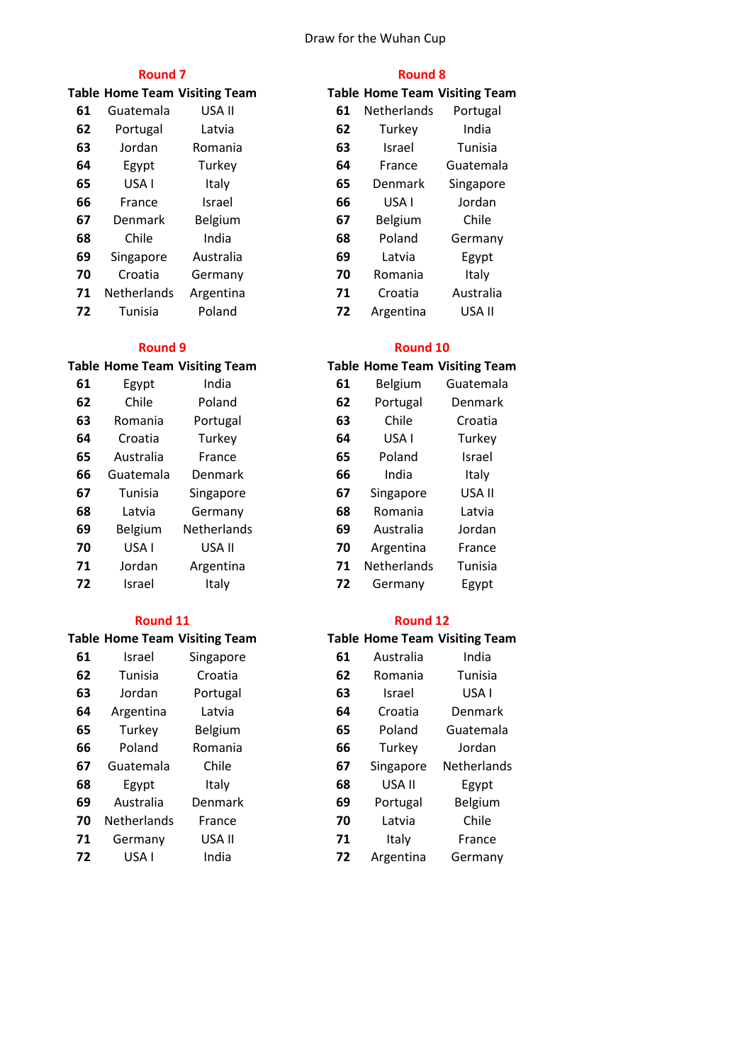Draw for the Wuhan Cup

## Round 7

| Table | Home Team | Visiting Team |
|---|---|---|
| 61 | Guatemala | USA II |
| 62 | Portugal | Latvia |
| 63 | Jordan | Romania |
| 64 | Egypt | Turkey |
| 65 | USA I | Italy |
| 66 | France | Israel |
| 67 | Denmark | Belgium |
| 68 | Chile | India |
| 69 | Singapore | Australia |
| 70 | Croatia | Germany |
| 71 | Netherlands | Argentina |
| 72 | Tunisia | Poland |

## Round 8

| Table | Home Team | Visiting Team |
|---|---|---|
| 61 | Netherlands | Portugal |
| 62 | Turkey | India |
| 63 | Israel | Tunisia |
| 64 | France | Guatemala |
| 65 | Denmark | Singapore |
| 66 | USA I | Jordan |
| 67 | Belgium | Chile |
| 68 | Poland | Germany |
| 69 | Latvia | Egypt |
| 70 | Romania | Italy |
| 71 | Croatia | Australia |
| 72 | Argentina | USA II |

## Round 9

| Table | Home Team | Visiting Team |
|---|---|---|
| 61 | Egypt | India |
| 62 | Chile | Poland |
| 63 | Romania | Portugal |
| 64 | Croatia | Turkey |
| 65 | Australia | France |
| 66 | Guatemala | Denmark |
| 67 | Tunisia | Singapore |
| 68 | Latvia | Germany |
| 69 | Belgium | Netherlands |
| 70 | USA I | USA II |
| 71 | Jordan | Argentina |
| 72 | Israel | Italy |

## Round 10

| Table | Home Team | Visiting Team |
|---|---|---|
| 61 | Belgium | Guatemala |
| 62 | Portugal | Denmark |
| 63 | Chile | Croatia |
| 64 | USA I | Turkey |
| 65 | Poland | Israel |
| 66 | India | Italy |
| 67 | Singapore | USA II |
| 68 | Romania | Latvia |
| 69 | Australia | Jordan |
| 70 | Argentina | France |
| 71 | Netherlands | Tunisia |
| 72 | Germany | Egypt |

## Round 11

| Table | Home Team | Visiting Team |
|---|---|---|
| 61 | Israel | Singapore |
| 62 | Tunisia | Croatia |
| 63 | Jordan | Portugal |
| 64 | Argentina | Latvia |
| 65 | Turkey | Belgium |
| 66 | Poland | Romania |
| 67 | Guatemala | Chile |
| 68 | Egypt | Italy |
| 69 | Australia | Denmark |
| 70 | Netherlands | France |
| 71 | Germany | USA II |
| 72 | USA I | India |

## Round 12

| Table | Home Team | Visiting Team |
|---|---|---|
| 61 | Australia | India |
| 62 | Romania | Tunisia |
| 63 | Israel | USA I |
| 64 | Croatia | Denmark |
| 65 | Poland | Guatemala |
| 66 | Turkey | Jordan |
| 67 | Singapore | Netherlands |
| 68 | USA II | Egypt |
| 69 | Portugal | Belgium |
| 70 | Latvia | Chile |
| 71 | Italy | France |
| 72 | Argentina | Germany |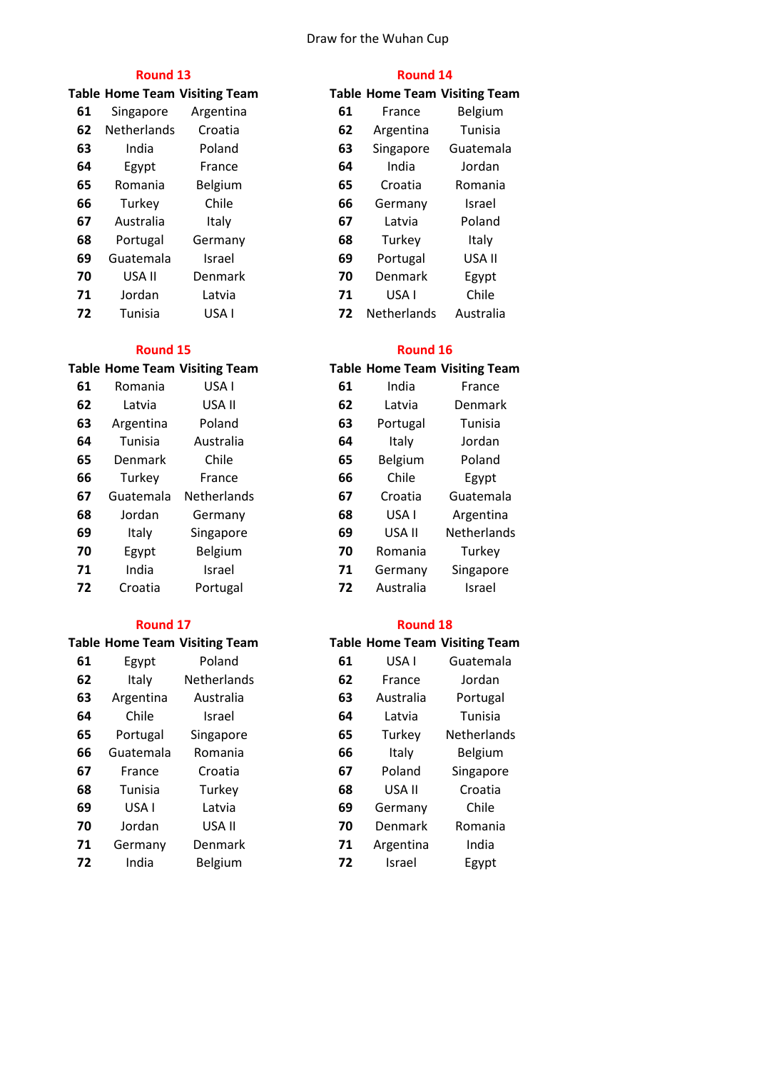Draw for the Wuhan Cup

## Round 13

| Table | Home Team | Visiting Team |
|---|---|---|
| 61 | Singapore | Argentina |
| 62 | Netherlands | Croatia |
| 63 | India | Poland |
| 64 | Egypt | France |
| 65 | Romania | Belgium |
| 66 | Turkey | Chile |
| 67 | Australia | Italy |
| 68 | Portugal | Germany |
| 69 | Guatemala | Israel |
| 70 | USA II | Denmark |
| 71 | Jordan | Latvia |
| 72 | Tunisia | USA I |

## Round 14

| Table | Home Team | Visiting Team |
|---|---|---|
| 61 | France | Belgium |
| 62 | Argentina | Tunisia |
| 63 | Singapore | Guatemala |
| 64 | India | Jordan |
| 65 | Croatia | Romania |
| 66 | Germany | Israel |
| 67 | Latvia | Poland |
| 68 | Turkey | Italy |
| 69 | Portugal | USA II |
| 70 | Denmark | Egypt |
| 71 | USA I | Chile |
| 72 | Netherlands | Australia |

## Round 15

| Table | Home Team | Visiting Team |
|---|---|---|
| 61 | Romania | USA I |
| 62 | Latvia | USA II |
| 63 | Argentina | Poland |
| 64 | Tunisia | Australia |
| 65 | Denmark | Chile |
| 66 | Turkey | France |
| 67 | Guatemala | Netherlands |
| 68 | Jordan | Germany |
| 69 | Italy | Singapore |
| 70 | Egypt | Belgium |
| 71 | India | Israel |
| 72 | Croatia | Portugal |

## Round 16

| Table | Home Team | Visiting Team |
|---|---|---|
| 61 | India | France |
| 62 | Latvia | Denmark |
| 63 | Portugal | Tunisia |
| 64 | Italy | Jordan |
| 65 | Belgium | Poland |
| 66 | Chile | Egypt |
| 67 | Croatia | Guatemala |
| 68 | USA I | Argentina |
| 69 | USA II | Netherlands |
| 70 | Romania | Turkey |
| 71 | Germany | Singapore |
| 72 | Australia | Israel |

## Round 17

| Table | Home Team | Visiting Team |
|---|---|---|
| 61 | Egypt | Poland |
| 62 | Italy | Netherlands |
| 63 | Argentina | Australia |
| 64 | Chile | Israel |
| 65 | Portugal | Singapore |
| 66 | Guatemala | Romania |
| 67 | France | Croatia |
| 68 | Tunisia | Turkey |
| 69 | USA I | Latvia |
| 70 | Jordan | USA II |
| 71 | Germany | Denmark |
| 72 | India | Belgium |

## Round 18

| Table | Home Team | Visiting Team |
|---|---|---|
| 61 | USA I | Guatemala |
| 62 | France | Jordan |
| 63 | Australia | Portugal |
| 64 | Latvia | Tunisia |
| 65 | Turkey | Netherlands |
| 66 | Italy | Belgium |
| 67 | Poland | Singapore |
| 68 | USA II | Croatia |
| 69 | Germany | Chile |
| 70 | Denmark | Romania |
| 71 | Argentina | India |
| 72 | Israel | Egypt |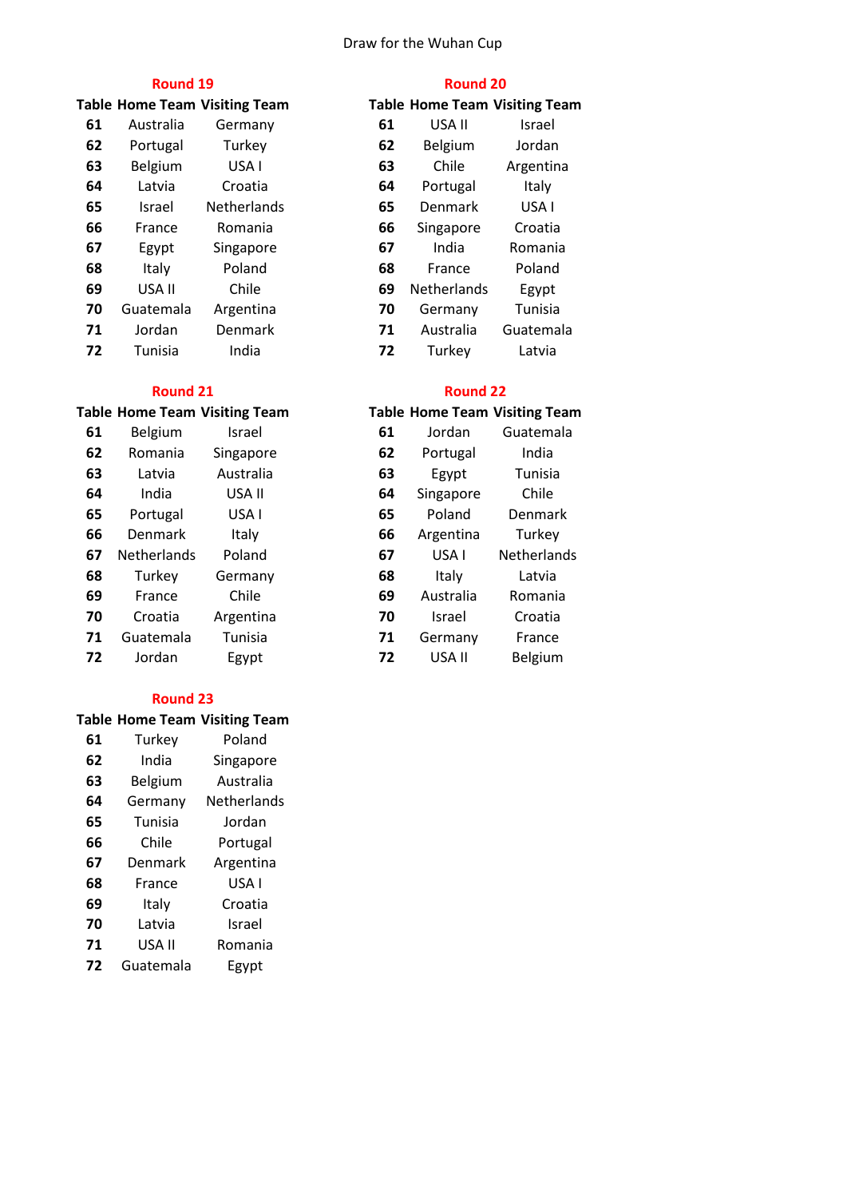Draw for the Wuhan Cup

## Round 19

| Table | Home Team | Visiting Team |
|---|---|---|
| 61 | Australia | Germany |
| 62 | Portugal | Turkey |
| 63 | Belgium | USA I |
| 64 | Latvia | Croatia |
| 65 | Israel | Netherlands |
| 66 | France | Romania |
| 67 | Egypt | Singapore |
| 68 | Italy | Poland |
| 69 | USA II | Chile |
| 70 | Guatemala | Argentina |
| 71 | Jordan | Denmark |
| 72 | Tunisia | India |

## Round 20

| Table | Home Team | Visiting Team |
|---|---|---|
| 61 | USA II | Israel |
| 62 | Belgium | Jordan |
| 63 | Chile | Argentina |
| 64 | Portugal | Italy |
| 65 | Denmark | USA I |
| 66 | Singapore | Croatia |
| 67 | India | Romania |
| 68 | France | Poland |
| 69 | Netherlands | Egypt |
| 70 | Germany | Tunisia |
| 71 | Australia | Guatemala |
| 72 | Turkey | Latvia |

## Round 21

| Table | Home Team | Visiting Team |
|---|---|---|
| 61 | Belgium | Israel |
| 62 | Romania | Singapore |
| 63 | Latvia | Australia |
| 64 | India | USA II |
| 65 | Portugal | USA I |
| 66 | Denmark | Italy |
| 67 | Netherlands | Poland |
| 68 | Turkey | Germany |
| 69 | France | Chile |
| 70 | Croatia | Argentina |
| 71 | Guatemala | Tunisia |
| 72 | Jordan | Egypt |

## Round 22

| Table | Home Team | Visiting Team |
|---|---|---|
| 61 | Jordan | Guatemala |
| 62 | Portugal | India |
| 63 | Egypt | Tunisia |
| 64 | Singapore | Chile |
| 65 | Poland | Denmark |
| 66 | Argentina | Turkey |
| 67 | USA I | Netherlands |
| 68 | Italy | Latvia |
| 69 | Australia | Romania |
| 70 | Israel | Croatia |
| 71 | Germany | France |
| 72 | USA II | Belgium |

## Round 23

| Table | Home Team | Visiting Team |
|---|---|---|
| 61 | Turkey | Poland |
| 62 | India | Singapore |
| 63 | Belgium | Australia |
| 64 | Germany | Netherlands |
| 65 | Tunisia | Jordan |
| 66 | Chile | Portugal |
| 67 | Denmark | Argentina |
| 68 | France | USA I |
| 69 | Italy | Croatia |
| 70 | Latvia | Israel |
| 71 | USA II | Romania |
| 72 | Guatemala | Egypt |